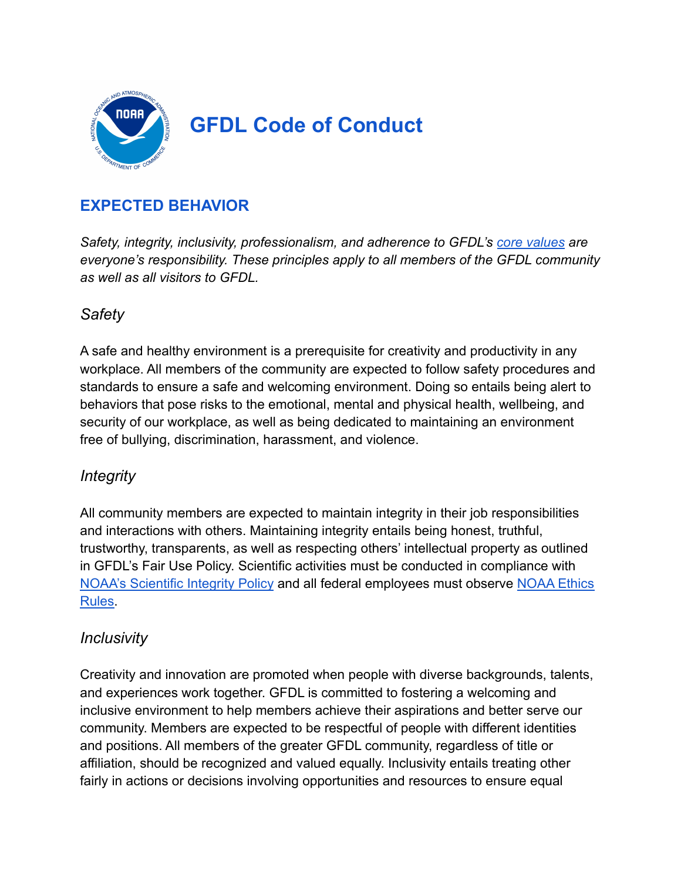# GFDL Code of Conduct

## EXPECTED BEHAVIOR

*Safety, integrity, inclusivity, professionalism, and adherence to GFDL's core values are everyone's responsibility. These principles apply to all members of the GFDL community as well as all visitors to GFDL.*

### *Safety*

A safe and healthy environment is a prerequisite for creativity and productivity in any workplace. All members of the community are expected to follow safety procedures and standards to ensure a safe and welcoming environment. Doing so entails being alert to behaviors that pose risks to the emotional, mental and physical health, wellbeing, and security of our workplace, as well as being dedicated to maintaining an environment free of bullying, discrimination, harassment, and violence.

### *Integrity*

All community members are expected to maintain integrity in their job responsibilities and interactions with others. Maintaining integrity entails being honest, truthful, trustworthy, transparents, as well as respecting others' intellectual property as outlined in GFDL's Fair Use Policy. Scientific activities must be conducted in compliance with NOAA's Scientific Integrity Policy and all federal employees must observe NOAA Ethics Rules.

### *Inclusivity*

Creativity and innovation are promoted when people with diverse backgrounds, talents, and experiences work together. GFDL is committed to fostering a welcoming and inclusive environment to help members achieve their aspirations and better serve our community. Members are expected to be respectful of people with different identities and positions. All members of the greater GFDL community, regardless of title or affiliation, should be recognized and valued equally. Inclusivity entails treating other fairly in actions or decisions involving opportunities and resources to ensure equal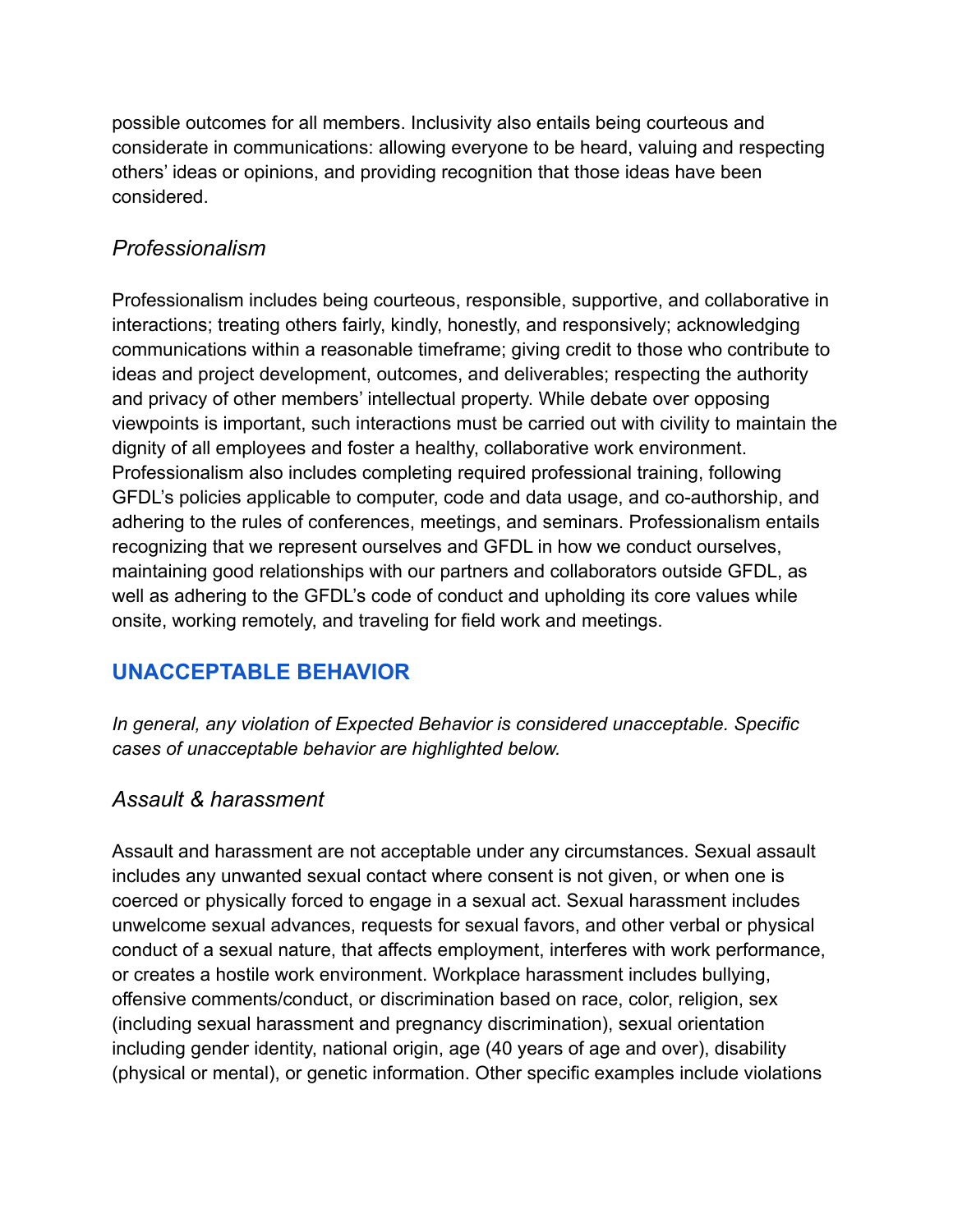possible outcomes for all members. Inclusivity also entails being courteous and considerate in communications: allowing everyone to be heard, valuing and respecting others' ideas or opinions, and providing recognition that those ideas have been considered.

### *Professionalism*

Professionalism includes being courteous, responsible, supportive, and collaborative in interactions; treating others fairly, kindly, honestly, and responsively; acknowledging communications within a reasonable timeframe; giving credit to those who contribute to ideas and project development, outcomes, and deliverables; respecting the authority and privacy of other members' intellectual property. While debate over opposing viewpoints is important, such interactions must be carried out with civility to maintain the dignity of all employees and foster a healthy, collaborative work environment. Professionalism also includes completing required professional training, following GFDL's policies applicable to computer, code and data usage, and co-authorship, and adhering to the rules of conferences, meetings, and seminars. Professionalism entails recognizing that we represent ourselves and GFDL in how we conduct ourselves, maintaining good relationships with our partners and collaborators outside GFDL, as well as adhering to the GFDL's code of conduct and upholding its core values while onsite, working remotely, and traveling for field work and meetings.

## UNACCEPTABLE BEHAVIOR

*In general, any violation of Expected Behavior is considered unacceptable. Specific cases of unacceptable behavior are highlighted below.*

### *Assault & harassment*

Assault and harassment are not acceptable under any circumstances. Sexual assault includes any unwanted sexual contact where consent is not given, or when one is coerced or physically forced to engage in a sexual act. Sexual harassment includes unwelcome sexual advances, requests for sexual favors, and other verbal or physical conduct of a sexual nature, that affects employment, interferes with work performance, or creates a hostile work environment. Workplace harassment includes bullying, offensive comments/conduct, or discrimination based on race, color, religion, sex (including sexual harassment and pregnancy discrimination), sexual orientation including gender identity, national origin, age (40 years of age and over), disability (physical or mental), or genetic information. Other specific examples include violations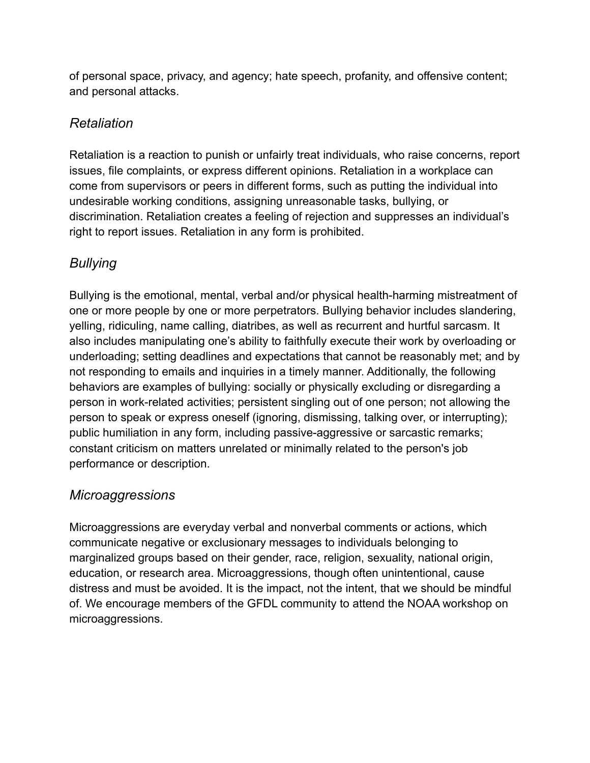of personal space, privacy, and agency; hate speech, profanity, and offensive content; and personal attacks.

### *Retaliation*

Retaliation is a reaction to punish or unfairly treat individuals, who raise concerns, report issues, file complaints, or express different opinions. Retaliation in a workplace can come from supervisors or peers in different forms, such as putting the individual into undesirable working conditions, assigning unreasonable tasks, bullying, or discrimination. Retaliation creates a feeling of rejection and suppresses an individual's right to report issues. Retaliation in any form is prohibited.

### *Bullying*

Bullying is the emotional, mental, verbal and/or physical health-harming mistreatment of one or more people by one or more perpetrators. Bullying behavior includes slandering, yelling, ridiculing, name calling, diatribes, as well as recurrent and hurtful sarcasm. It also includes manipulating one's ability to faithfully execute their work by overloading or underloading; setting deadlines and expectations that cannot be reasonably met; and by not responding to emails and inquiries in a timely manner. Additionally, the following behaviors are examples of bullying: socially or physically excluding or disregarding a person in work-related activities; persistent singling out of one person; not allowing the person to speak or express oneself (ignoring, dismissing, talking over, or interrupting); public humiliation in any form, including passive-aggressive or sarcastic remarks; constant criticism on matters unrelated or minimally related to the person's job performance or description.

### *Microaggressions*

Microaggressions are everyday verbal and nonverbal comments or actions, which communicate negative or exclusionary messages to individuals belonging to marginalized groups based on their gender, race, religion, sexuality, national origin, education, or research area. Microaggressions, though often unintentional, cause distress and must be avoided. It is the impact, not the intent, that we should be mindful of. We encourage members of the GFDL community to attend the NOAA workshop on microaggressions.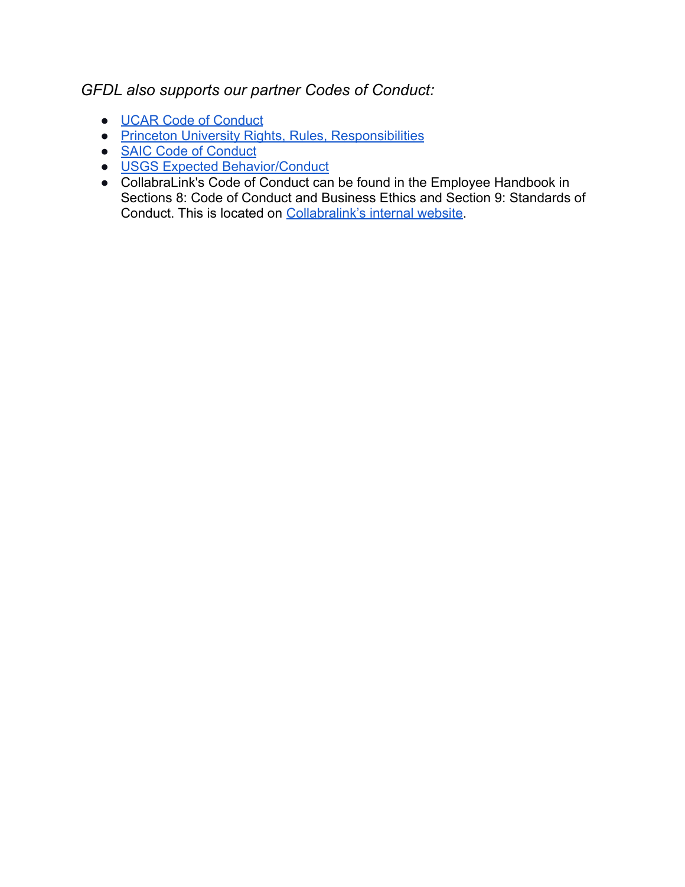*GFDL also supports our partner Codes of Conduct:*

- UCAR Code of Conduct
- Princeton University Rights, Rules, Responsibilities
- SAIC Code of Conduct
- USGS Expected Behavior/Conduct
- CollabraLink's Code of Conduct can be found in the Employee Handbook in Sections 8: Code of Conduct and Business Ethics and Section 9: Standards of Conduct. This is located on Collabralink's internal website.